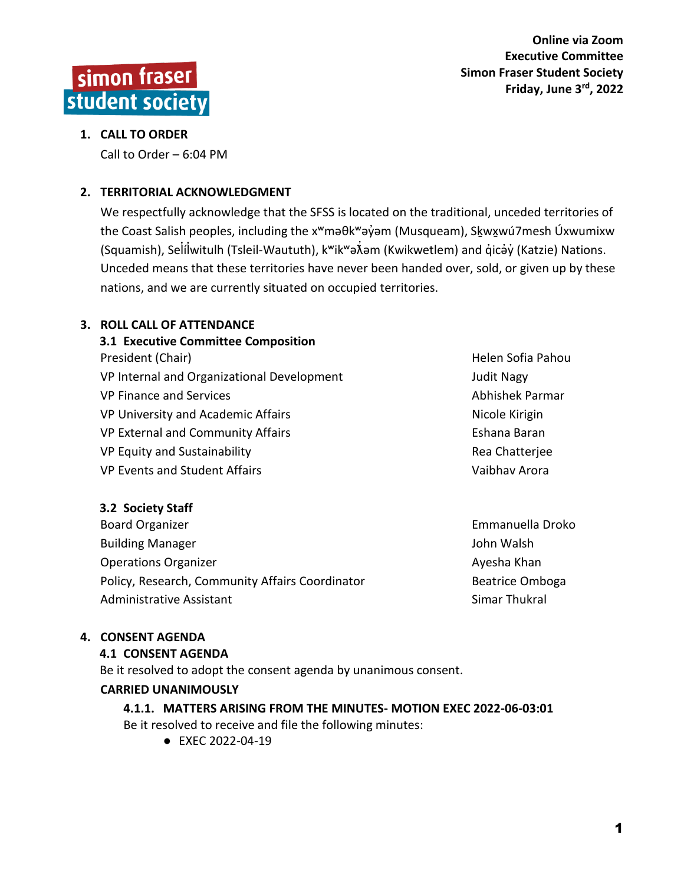simon fraser
student society

**Online via Zoom**
**Executive Committee**
**Simon Fraser Student Society**
**Friday, June 3rd, 2022**

## 1. CALL TO ORDER

Call to Order – 6:04 PM

## 2. TERRITORIAL ACKNOWLEDGMENT

We respectfully acknowledge that the SFSS is located on the traditional, unceded territories of the Coast Salish peoples, including the xʷməθkʷəy̓əm (Musqueam), Sḵwx̱wú7mesh Úxwumixw (Squamish), Səl̓ílwitulh (Tsleil-Waututh), kʷikʷəƛ̓əm (Kwikwetlem) and q̓icə̓y̓ (Katzie) Nations. Unceded means that these territories have never been handed over, sold, or given up by these nations, and we are currently situated on occupied territories.

## 3. ROLL CALL OF ATTENDANCE

### 3.1 Executive Committee Composition

| | |
|---|---|
| President (Chair) | Helen Sofia Pahou |
| VP Internal and Organizational Development | Judit Nagy |
| VP Finance and Services | Abhishek Parmar |
| VP University and Academic Affairs | Nicole Kirigin |
| VP External and Community Affairs | Eshana Baran |
| VP Equity and Sustainability | Rea Chatterjee |
| VP Events and Student Affairs | Vaibhav Arora |

### 3.2 Society Staff

| | |
|---|---|
| Board Organizer | Emmanuella Droko |
| Building Manager | John Walsh |
| Operations Organizer | Ayesha Khan |
| Policy, Research, Community Affairs Coordinator | Beatrice Omboga |
| Administrative Assistant | Simar Thukral |

## 4. CONSENT AGENDA

### 4.1 CONSENT AGENDA

Be it resolved to adopt the consent agenda by unanimous consent.

**CARRIED UNANIMOUSLY**

#### 4.1.1. MATTERS ARISING FROM THE MINUTES- MOTION EXEC 2022-06-03:01

Be it resolved to receive and file the following minutes:

- EXEC 2022-04-19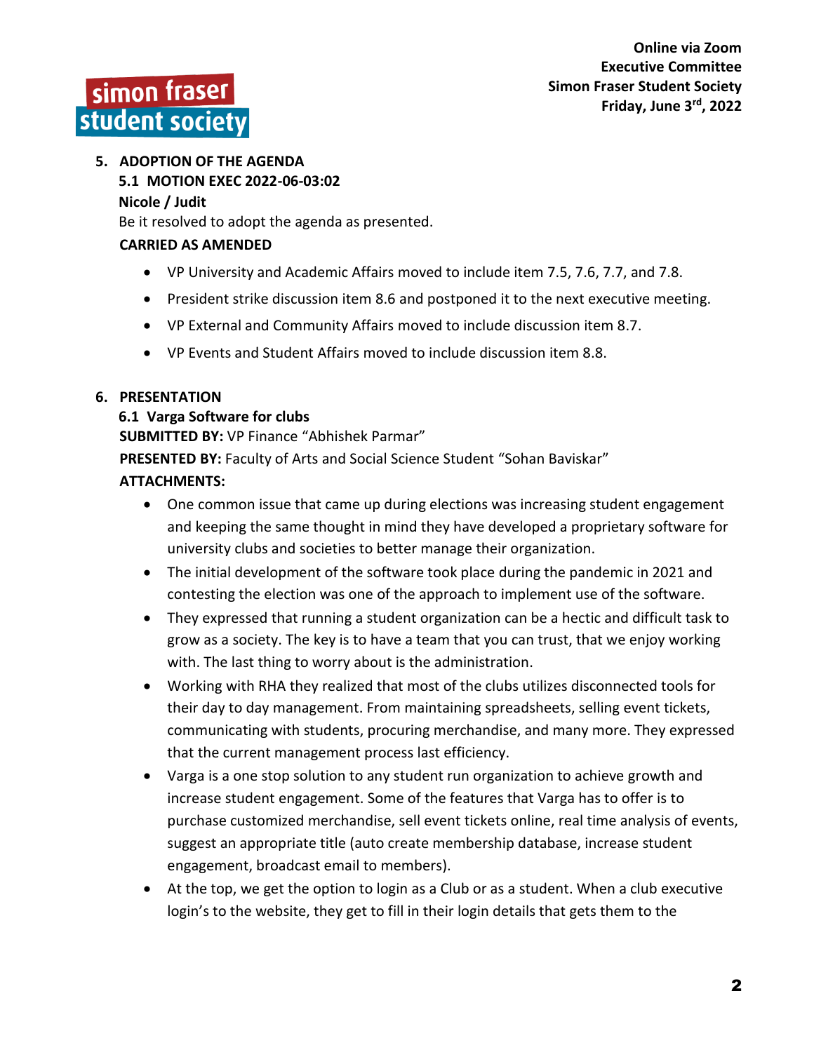## 5. ADOPTION OF THE AGENDA

**5.1 MOTION EXEC 2022-06-03:02**

**Nicole / Judit**

Be it resolved to adopt the agenda as presented.

**CARRIED AS AMENDED**

- VP University and Academic Affairs moved to include item 7.5, 7.6, 7.7, and 7.8.
- President strike discussion item 8.6 and postponed it to the next executive meeting.
- VP External and Community Affairs moved to include discussion item 8.7.
- VP Events and Student Affairs moved to include discussion item 8.8.

## 6. PRESENTATION

**6.1 Varga Software for clubs**

**SUBMITTED BY:** VP Finance "Abhishek Parmar"

**PRESENTED BY:** Faculty of Arts and Social Science Student "Sohan Baviskar"

**ATTACHMENTS:**

- One common issue that came up during elections was increasing student engagement and keeping the same thought in mind they have developed a proprietary software for university clubs and societies to better manage their organization.
- The initial development of the software took place during the pandemic in 2021 and contesting the election was one of the approach to implement use of the software.
- They expressed that running a student organization can be a hectic and difficult task to grow as a society. The key is to have a team that you can trust, that we enjoy working with. The last thing to worry about is the administration.
- Working with RHA they realized that most of the clubs utilizes disconnected tools for their day to day management. From maintaining spreadsheets, selling event tickets, communicating with students, procuring merchandise, and many more. They expressed that the current management process last efficiency.
- Varga is a one stop solution to any student run organization to achieve growth and increase student engagement. Some of the features that Varga has to offer is to purchase customized merchandise, sell event tickets online, real time analysis of events, suggest an appropriate title (auto create membership database, increase student engagement, broadcast email to members).
- At the top, we get the option to login as a Club or as a student. When a club executive login's to the website, they get to fill in their login details that gets them to the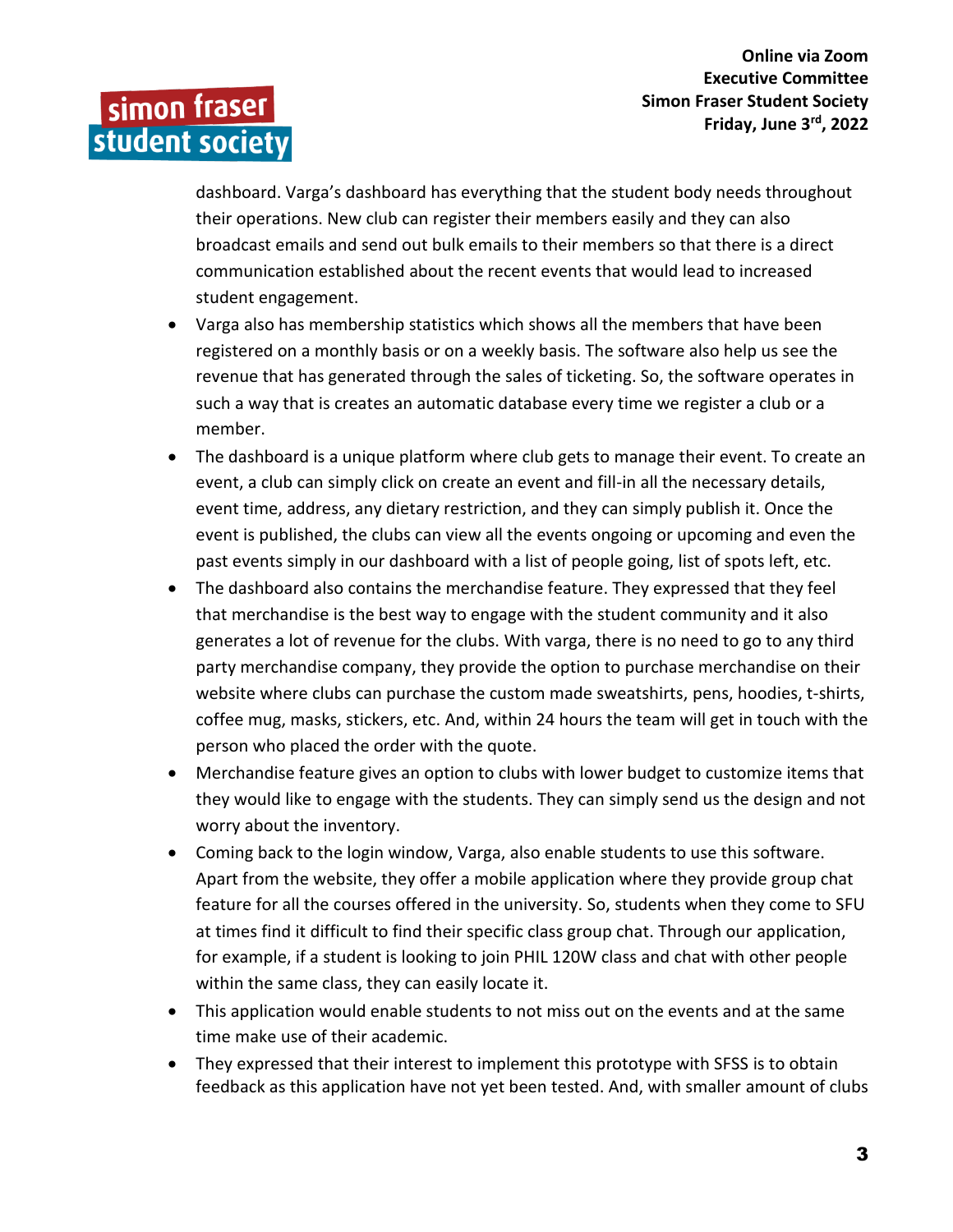dashboard. Varga's dashboard has everything that the student body needs throughout their operations. New club can register their members easily and they can also broadcast emails and send out bulk emails to their members so that there is a direct communication established about the recent events that would lead to increased student engagement.

- Varga also has membership statistics which shows all the members that have been registered on a monthly basis or on a weekly basis. The software also help us see the revenue that has generated through the sales of ticketing. So, the software operates in such a way that is creates an automatic database every time we register a club or a member.
- The dashboard is a unique platform where club gets to manage their event. To create an event, a club can simply click on create an event and fill-in all the necessary details, event time, address, any dietary restriction, and they can simply publish it. Once the event is published, the clubs can view all the events ongoing or upcoming and even the past events simply in our dashboard with a list of people going, list of spots left, etc.
- The dashboard also contains the merchandise feature. They expressed that they feel that merchandise is the best way to engage with the student community and it also generates a lot of revenue for the clubs. With varga, there is no need to go to any third party merchandise company, they provide the option to purchase merchandise on their website where clubs can purchase the custom made sweatshirts, pens, hoodies, t-shirts, coffee mug, masks, stickers, etc. And, within 24 hours the team will get in touch with the person who placed the order with the quote.
- Merchandise feature gives an option to clubs with lower budget to customize items that they would like to engage with the students. They can simply send us the design and not worry about the inventory.
- Coming back to the login window, Varga, also enable students to use this software. Apart from the website, they offer a mobile application where they provide group chat feature for all the courses offered in the university. So, students when they come to SFU at times find it difficult to find their specific class group chat. Through our application, for example, if a student is looking to join PHIL 120W class and chat with other people within the same class, they can easily locate it.
- This application would enable students to not miss out on the events and at the same time make use of their academic.
- They expressed that their interest to implement this prototype with SFSS is to obtain feedback as this application have not yet been tested. And, with smaller amount of clubs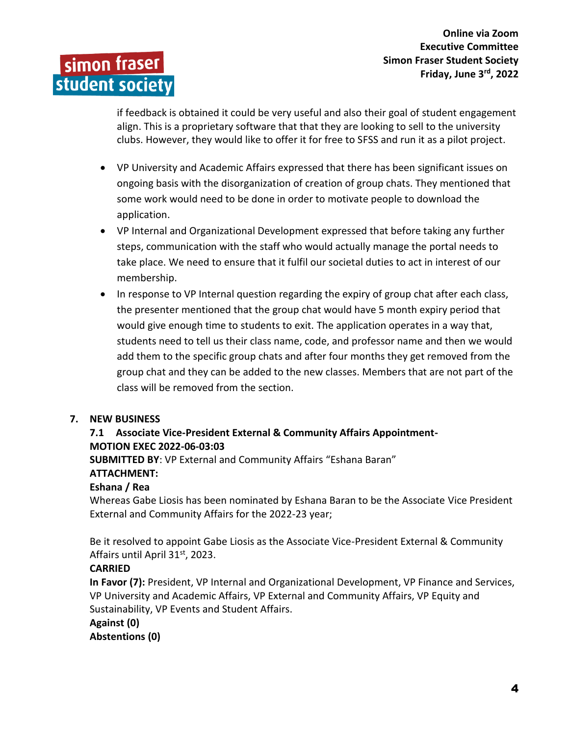if feedback is obtained it could be very useful and also their goal of student engagement align. This is a proprietary software that that they are looking to sell to the university clubs. However, they would like to offer it for free to SFSS and run it as a pilot project.

- VP University and Academic Affairs expressed that there has been significant issues on ongoing basis with the disorganization of creation of group chats. They mentioned that some work would need to be done in order to motivate people to download the application.
- VP Internal and Organizational Development expressed that before taking any further steps, communication with the staff who would actually manage the portal needs to take place. We need to ensure that it fulfil our societal duties to act in interest of our membership.
- In response to VP Internal question regarding the expiry of group chat after each class, the presenter mentioned that the group chat would have 5 month expiry period that would give enough time to students to exit. The application operates in a way that, students need to tell us their class name, code, and professor name and then we would add them to the specific group chats and after four months they get removed from the group chat and they can be added to the new classes. Members that are not part of the class will be removed from the section.

## 7. NEW BUSINESS

### 7.1 Associate Vice-President External & Community Affairs Appointment- MOTION EXEC 2022-06-03:03

**SUBMITTED BY**: VP External and Community Affairs "Eshana Baran"

**ATTACHMENT:**

**Eshana / Rea**

Whereas Gabe Liosis has been nominated by Eshana Baran to be the Associate Vice President External and Community Affairs for the 2022-23 year;

Be it resolved to appoint Gabe Liosis as the Associate Vice-President External & Community Affairs until April 31st, 2023.

**CARRIED**

**In Favor (7):** President, VP Internal and Organizational Development, VP Finance and Services, VP University and Academic Affairs, VP External and Community Affairs, VP Equity and Sustainability, VP Events and Student Affairs.

**Against (0)**

**Abstentions (0)**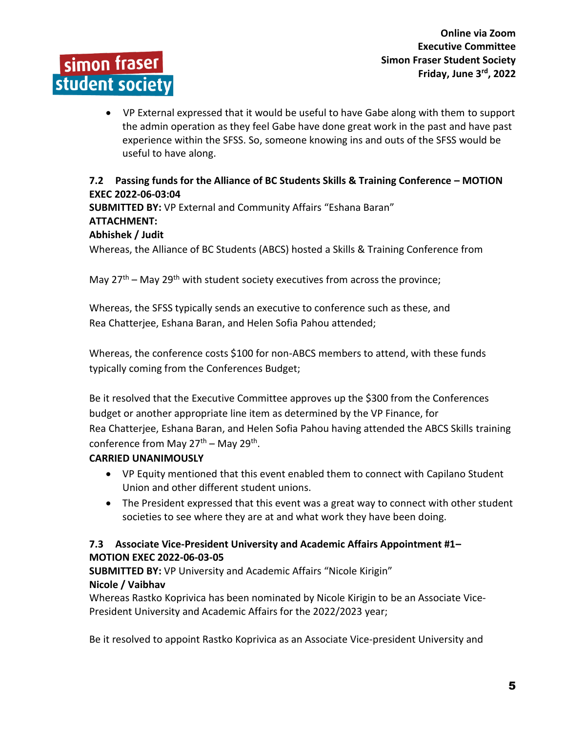- VP External expressed that it would be useful to have Gabe along with them to support the admin operation as they feel Gabe have done great work in the past and have past experience within the SFSS. So, someone knowing ins and outs of the SFSS would be useful to have along.

### 7.2 Passing funds for the Alliance of BC Students Skills & Training Conference – MOTION EXEC 2022-06-03:04

**SUBMITTED BY:** VP External and Community Affairs "Eshana Baran"
**ATTACHMENT:**
**Abhishek / Judit**

Whereas, the Alliance of BC Students (ABCS) hosted a Skills & Training Conference from

May 27th – May 29th with student society executives from across the province;

Whereas, the SFSS typically sends an executive to conference such as these, and Rea Chatterjee, Eshana Baran, and Helen Sofia Pahou attended;

Whereas, the conference costs $100 for non-ABCS members to attend, with these funds typically coming from the Conferences Budget;

Be it resolved that the Executive Committee approves up the $300 from the Conferences budget or another appropriate line item as determined by the VP Finance, for Rea Chatterjee, Eshana Baran, and Helen Sofia Pahou having attended the ABCS Skills training conference from May 27th – May 29th.

**CARRIED UNANIMOUSLY**

- VP Equity mentioned that this event enabled them to connect with Capilano Student Union and other different student unions.
- The President expressed that this event was a great way to connect with other student societies to see where they are at and what work they have been doing.

### 7.3 Associate Vice-President University and Academic Affairs Appointment #1– MOTION EXEC 2022-06-03-05

**SUBMITTED BY:** VP University and Academic Affairs "Nicole Kirigin"
**Nicole / Vaibhav**

Whereas Rastko Koprivica has been nominated by Nicole Kirigin to be an Associate Vice-President University and Academic Affairs for the 2022/2023 year;

Be it resolved to appoint Rastko Koprivica as an Associate Vice-president University and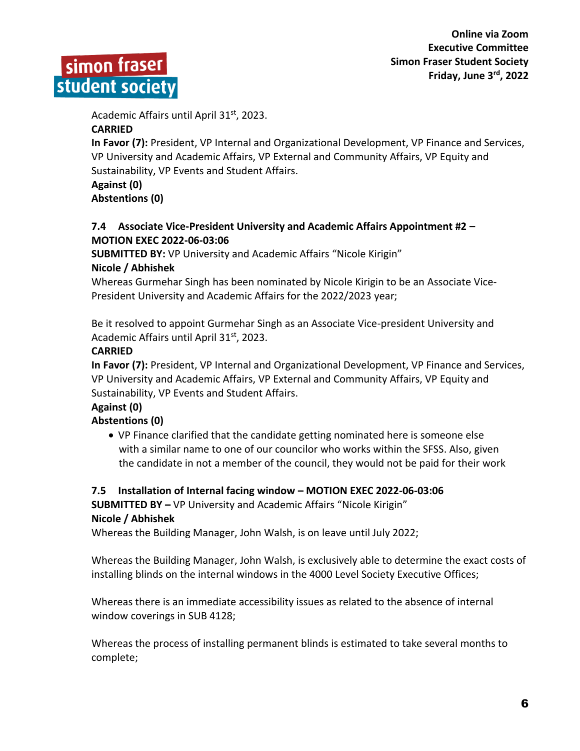Academic Affairs until April 31st, 2023.
**CARRIED**
**In Favor (7):** President, VP Internal and Organizational Development, VP Finance and Services, VP University and Academic Affairs, VP External and Community Affairs, VP Equity and Sustainability, VP Events and Student Affairs.
**Against (0)**
**Abstentions (0)**

### 7.4 Associate Vice-President University and Academic Affairs Appointment #2 – MOTION EXEC 2022-06-03:06

**SUBMITTED BY:** VP University and Academic Affairs "Nicole Kirigin"
**Nicole / Abhishek**
Whereas Gurmehar Singh has been nominated by Nicole Kirigin to be an Associate Vice-President University and Academic Affairs for the 2022/2023 year;

Be it resolved to appoint Gurmehar Singh as an Associate Vice-president University and Academic Affairs until April 31st, 2023.
**CARRIED**
**In Favor (7):** President, VP Internal and Organizational Development, VP Finance and Services, VP University and Academic Affairs, VP External and Community Affairs, VP Equity and Sustainability, VP Events and Student Affairs.
**Against (0)**
**Abstentions (0)**

- VP Finance clarified that the candidate getting nominated here is someone else with a similar name to one of our councilor who works within the SFSS. Also, given the candidate in not a member of the council, they would not be paid for their work

### 7.5 Installation of Internal facing window – MOTION EXEC 2022-06-03:06

**SUBMITTED BY –** VP University and Academic Affairs "Nicole Kirigin"
**Nicole / Abhishek**
Whereas the Building Manager, John Walsh, is on leave until July 2022;

Whereas the Building Manager, John Walsh, is exclusively able to determine the exact costs of installing blinds on the internal windows in the 4000 Level Society Executive Offices;

Whereas there is an immediate accessibility issues as related to the absence of internal window coverings in SUB 4128;

Whereas the process of installing permanent blinds is estimated to take several months to complete;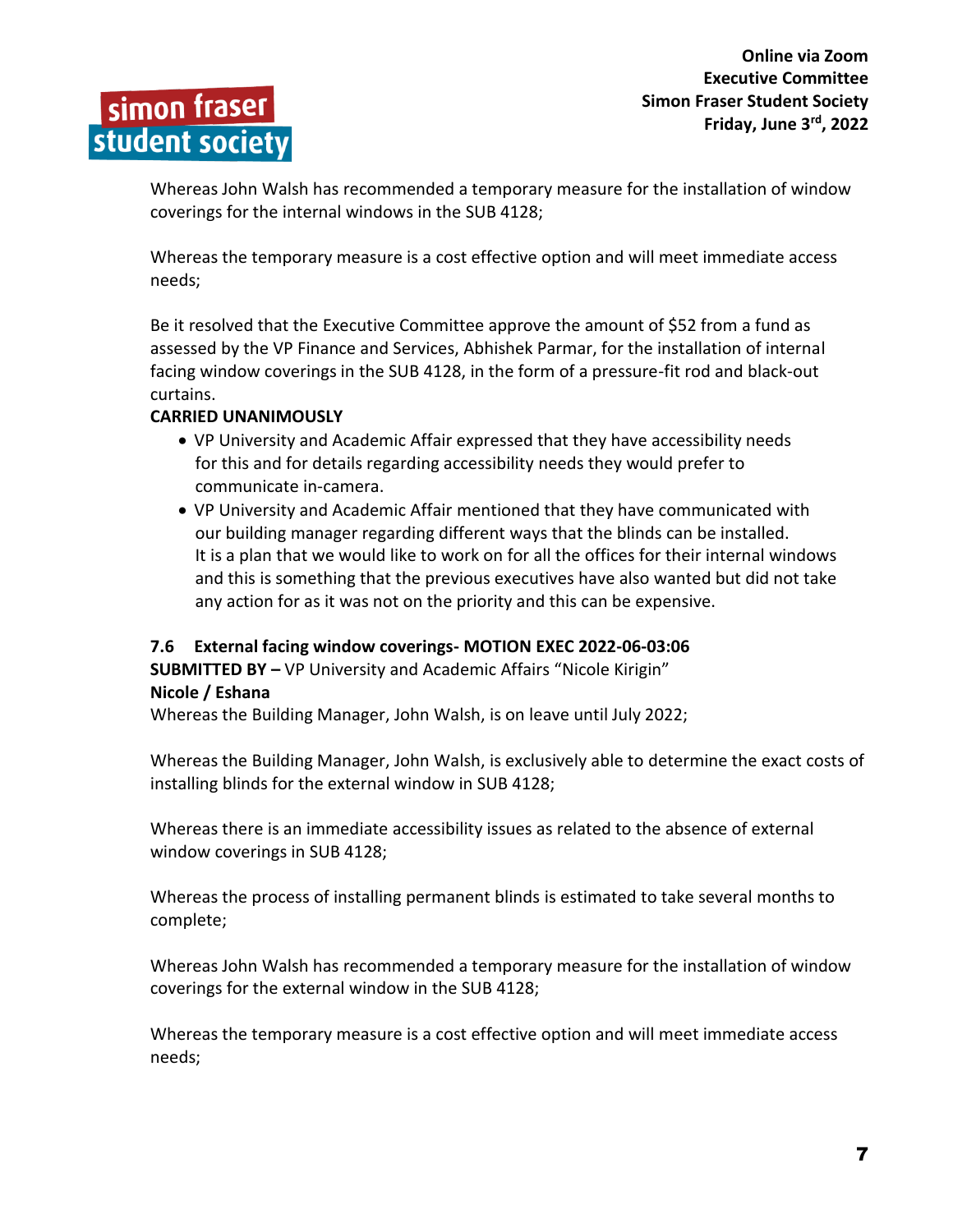Whereas John Walsh has recommended a temporary measure for the installation of window coverings for the internal windows in the SUB 4128;

Whereas the temporary measure is a cost effective option and will meet immediate access needs;

Be it resolved that the Executive Committee approve the amount of $52 from a fund as assessed by the VP Finance and Services, Abhishek Parmar, for the installation of internal facing window coverings in the SUB 4128, in the form of a pressure-fit rod and black-out curtains.

**CARRIED UNANIMOUSLY**

- VP University and Academic Affair expressed that they have accessibility needs for this and for details regarding accessibility needs they would prefer to communicate in-camera.
- VP University and Academic Affair mentioned that they have communicated with our building manager regarding different ways that the blinds can be installed. It is a plan that we would like to work on for all the offices for their internal windows and this is something that the previous executives have also wanted but did not take any action for as it was not on the priority and this can be expensive.

### 7.6 External facing window coverings- MOTION EXEC 2022-06-03:06

**SUBMITTED BY –** VP University and Academic Affairs "Nicole Kirigin"

**Nicole / Eshana**

Whereas the Building Manager, John Walsh, is on leave until July 2022;

Whereas the Building Manager, John Walsh, is exclusively able to determine the exact costs of installing blinds for the external window in SUB 4128;

Whereas there is an immediate accessibility issues as related to the absence of external window coverings in SUB 4128;

Whereas the process of installing permanent blinds is estimated to take several months to complete;

Whereas John Walsh has recommended a temporary measure for the installation of window coverings for the external window in the SUB 4128;

Whereas the temporary measure is a cost effective option and will meet immediate access needs;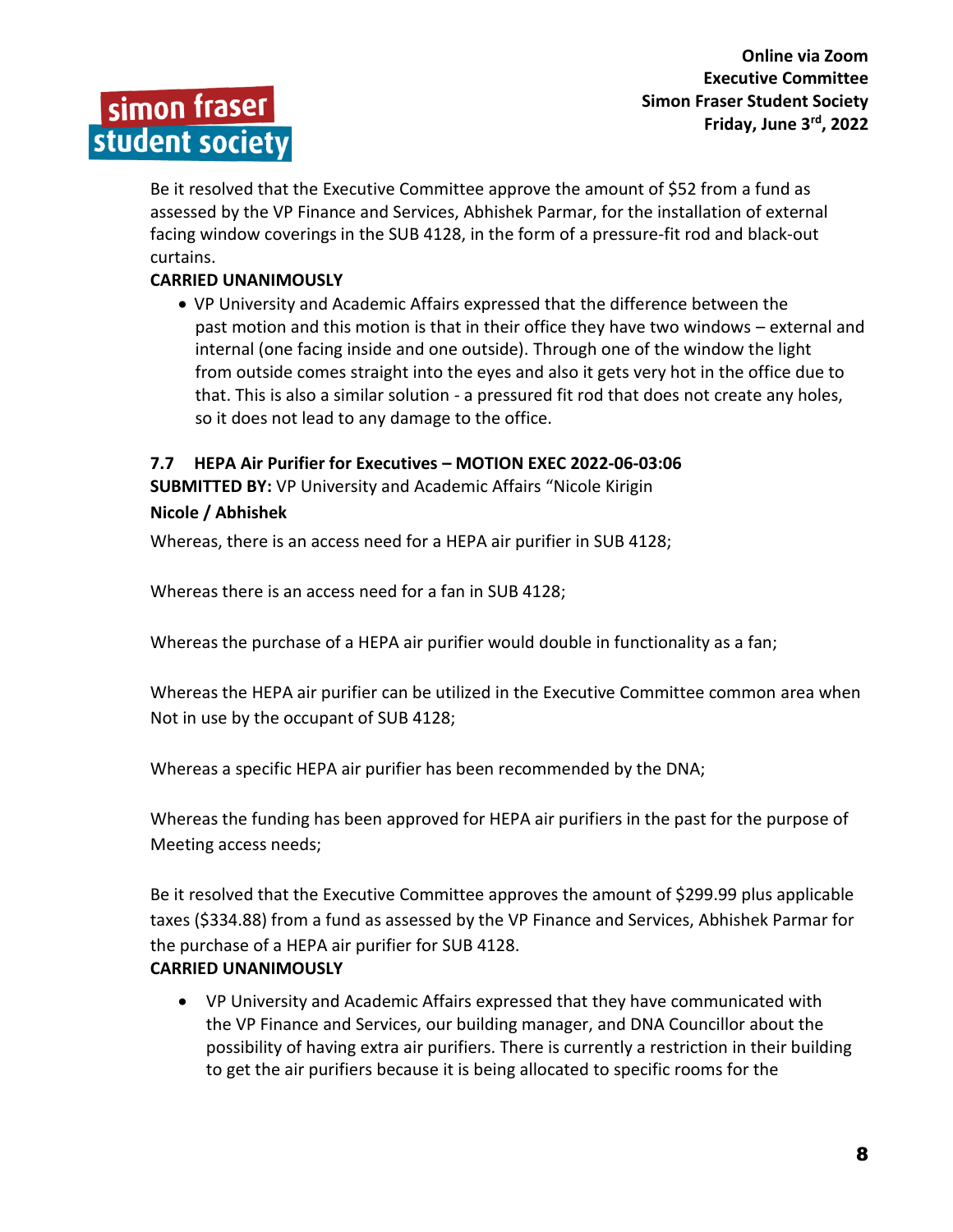Be it resolved that the Executive Committee approve the amount of $52 from a fund as assessed by the VP Finance and Services, Abhishek Parmar, for the installation of external facing window coverings in the SUB 4128, in the form of a pressure-fit rod and black-out curtains.

**CARRIED UNANIMOUSLY**

- VP University and Academic Affairs expressed that the difference between the past motion and this motion is that in their office they have two windows – external and internal (one facing inside and one outside). Through one of the window the light from outside comes straight into the eyes and also it gets very hot in the office due to that. This is also a similar solution - a pressured fit rod that does not create any holes, so it does not lead to any damage to the office.

### 7.7 HEPA Air Purifier for Executives – MOTION EXEC 2022-06-03:06

**SUBMITTED BY:** VP University and Academic Affairs “Nicole Kirigin

**Nicole / Abhishek**

Whereas, there is an access need for a HEPA air purifier in SUB 4128;

Whereas there is an access need for a fan in SUB 4128;

Whereas the purchase of a HEPA air purifier would double in functionality as a fan;

Whereas the HEPA air purifier can be utilized in the Executive Committee common area when Not in use by the occupant of SUB 4128;

Whereas a specific HEPA air purifier has been recommended by the DNA;

Whereas the funding has been approved for HEPA air purifiers in the past for the purpose of Meeting access needs;

Be it resolved that the Executive Committee approves the amount of $299.99 plus applicable taxes ($334.88) from a fund as assessed by the VP Finance and Services, Abhishek Parmar for the purchase of a HEPA air purifier for SUB 4128.

**CARRIED UNANIMOUSLY**

- VP University and Academic Affairs expressed that they have communicated with the VP Finance and Services, our building manager, and DNA Councillor about the possibility of having extra air purifiers. There is currently a restriction in their building to get the air purifiers because it is being allocated to specific rooms for the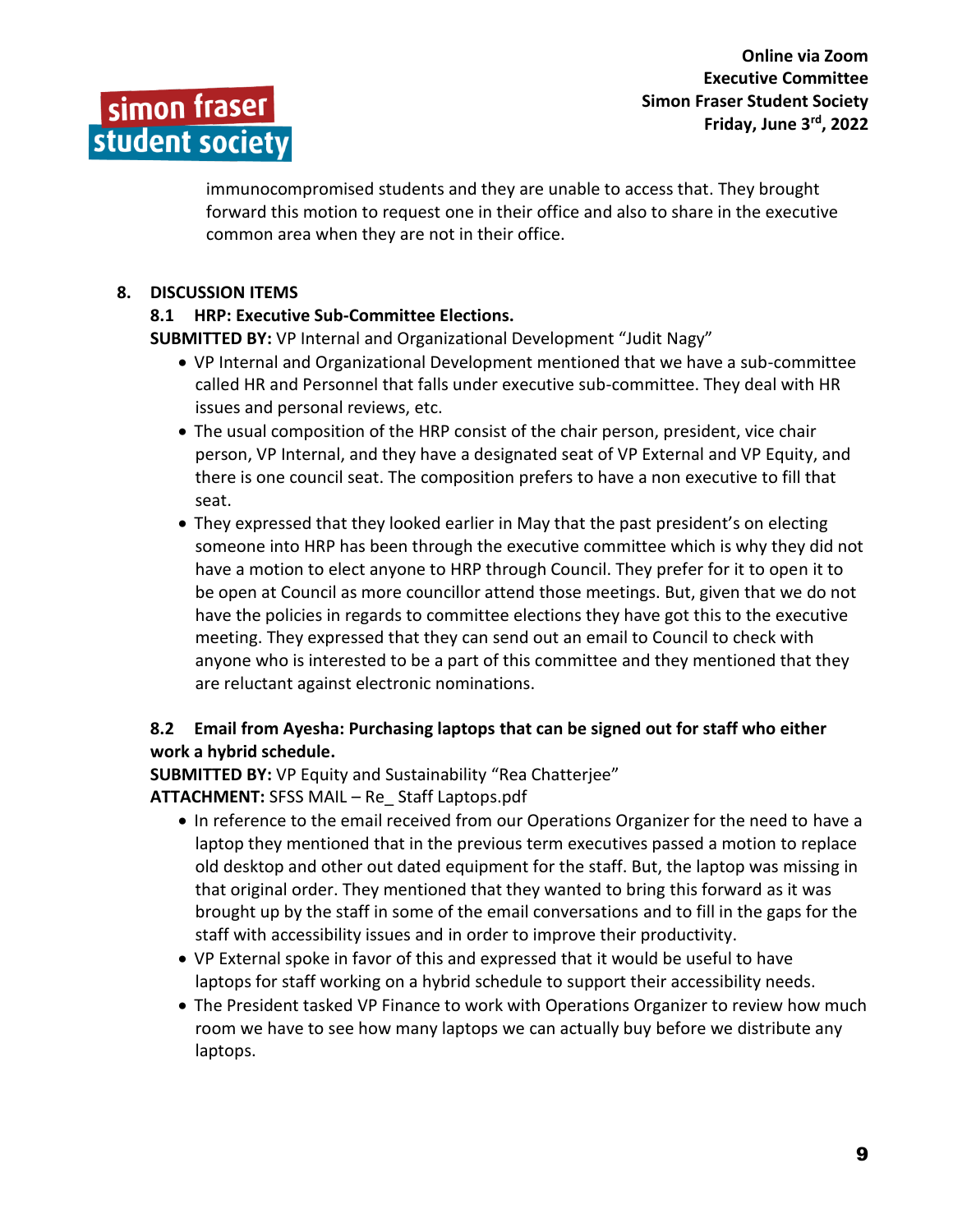immunocompromised students and they are unable to access that. They brought forward this motion to request one in their office and also to share in the executive common area when they are not in their office.

## 8. DISCUSSION ITEMS

### 8.1 HRP: Executive Sub-Committee Elections.

**SUBMITTED BY:** VP Internal and Organizational Development "Judit Nagy"

- VP Internal and Organizational Development mentioned that we have a sub-committee called HR and Personnel that falls under executive sub-committee. They deal with HR issues and personal reviews, etc.
- The usual composition of the HRP consist of the chair person, president, vice chair person, VP Internal, and they have a designated seat of VP External and VP Equity, and there is one council seat. The composition prefers to have a non executive to fill that seat.
- They expressed that they looked earlier in May that the past president's on electing someone into HRP has been through the executive committee which is why they did not have a motion to elect anyone to HRP through Council. They prefer for it to open it to be open at Council as more councillor attend those meetings. But, given that we do not have the policies in regards to committee elections they have got this to the executive meeting. They expressed that they can send out an email to Council to check with anyone who is interested to be a part of this committee and they mentioned that they are reluctant against electronic nominations.

### 8.2 Email from Ayesha: Purchasing laptops that can be signed out for staff who either work a hybrid schedule.

**SUBMITTED BY:** VP Equity and Sustainability "Rea Chatterjee"
**ATTACHMENT:** SFSS MAIL – Re_ Staff Laptops.pdf

- In reference to the email received from our Operations Organizer for the need to have a laptop they mentioned that in the previous term executives passed a motion to replace old desktop and other out dated equipment for the staff. But, the laptop was missing in that original order. They mentioned that they wanted to bring this forward as it was brought up by the staff in some of the email conversations and to fill in the gaps for the staff with accessibility issues and in order to improve their productivity.
- VP External spoke in favor of this and expressed that it would be useful to have laptops for staff working on a hybrid schedule to support their accessibility needs.
- The President tasked VP Finance to work with Operations Organizer to review how much room we have to see how many laptops we can actually buy before we distribute any laptops.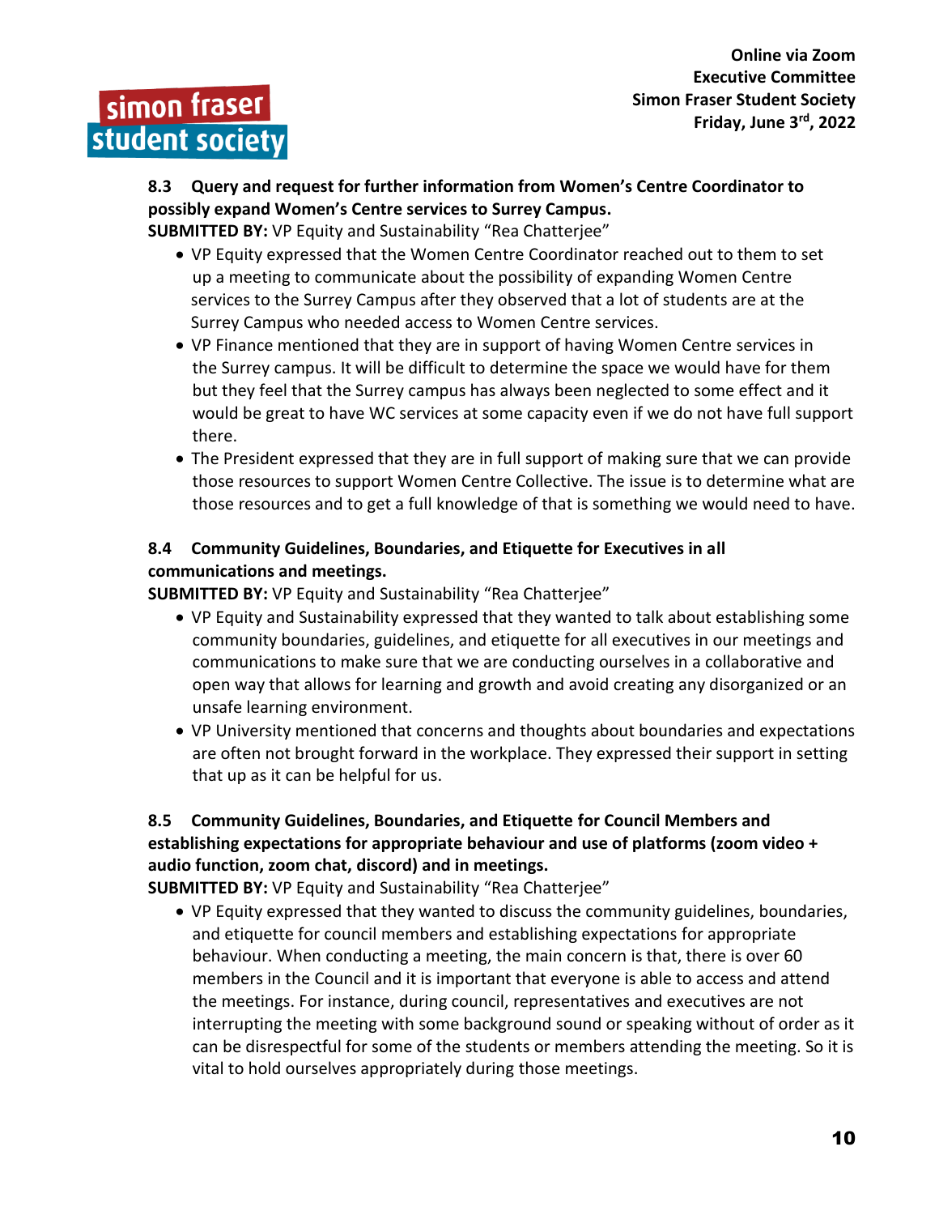**8.3 Query and request for further information from Women's Centre Coordinator to possibly expand Women's Centre services to Surrey Campus.**

**SUBMITTED BY:** VP Equity and Sustainability "Rea Chatterjee"

- VP Equity expressed that the Women Centre Coordinator reached out to them to set up a meeting to communicate about the possibility of expanding Women Centre services to the Surrey Campus after they observed that a lot of students are at the Surrey Campus who needed access to Women Centre services.
- VP Finance mentioned that they are in support of having Women Centre services in the Surrey campus. It will be difficult to determine the space we would have for them but they feel that the Surrey campus has always been neglected to some effect and it would be great to have WC services at some capacity even if we do not have full support there.
- The President expressed that they are in full support of making sure that we can provide those resources to support Women Centre Collective. The issue is to determine what are those resources and to get a full knowledge of that is something we would need to have.

**8.4 Community Guidelines, Boundaries, and Etiquette for Executives in all communications and meetings.**

**SUBMITTED BY:** VP Equity and Sustainability "Rea Chatterjee"

- VP Equity and Sustainability expressed that they wanted to talk about establishing some community boundaries, guidelines, and etiquette for all executives in our meetings and communications to make sure that we are conducting ourselves in a collaborative and open way that allows for learning and growth and avoid creating any disorganized or an unsafe learning environment.
- VP University mentioned that concerns and thoughts about boundaries and expectations are often not brought forward in the workplace. They expressed their support in setting that up as it can be helpful for us.

**8.5 Community Guidelines, Boundaries, and Etiquette for Council Members and establishing expectations for appropriate behaviour and use of platforms (zoom video + audio function, zoom chat, discord) and in meetings.**

**SUBMITTED BY:** VP Equity and Sustainability "Rea Chatterjee"

- VP Equity expressed that they wanted to discuss the community guidelines, boundaries, and etiquette for council members and establishing expectations for appropriate behaviour. When conducting a meeting, the main concern is that, there is over 60 members in the Council and it is important that everyone is able to access and attend the meetings. For instance, during council, representatives and executives are not interrupting the meeting with some background sound or speaking without of order as it can be disrespectful for some of the students or members attending the meeting. So it is vital to hold ourselves appropriately during those meetings.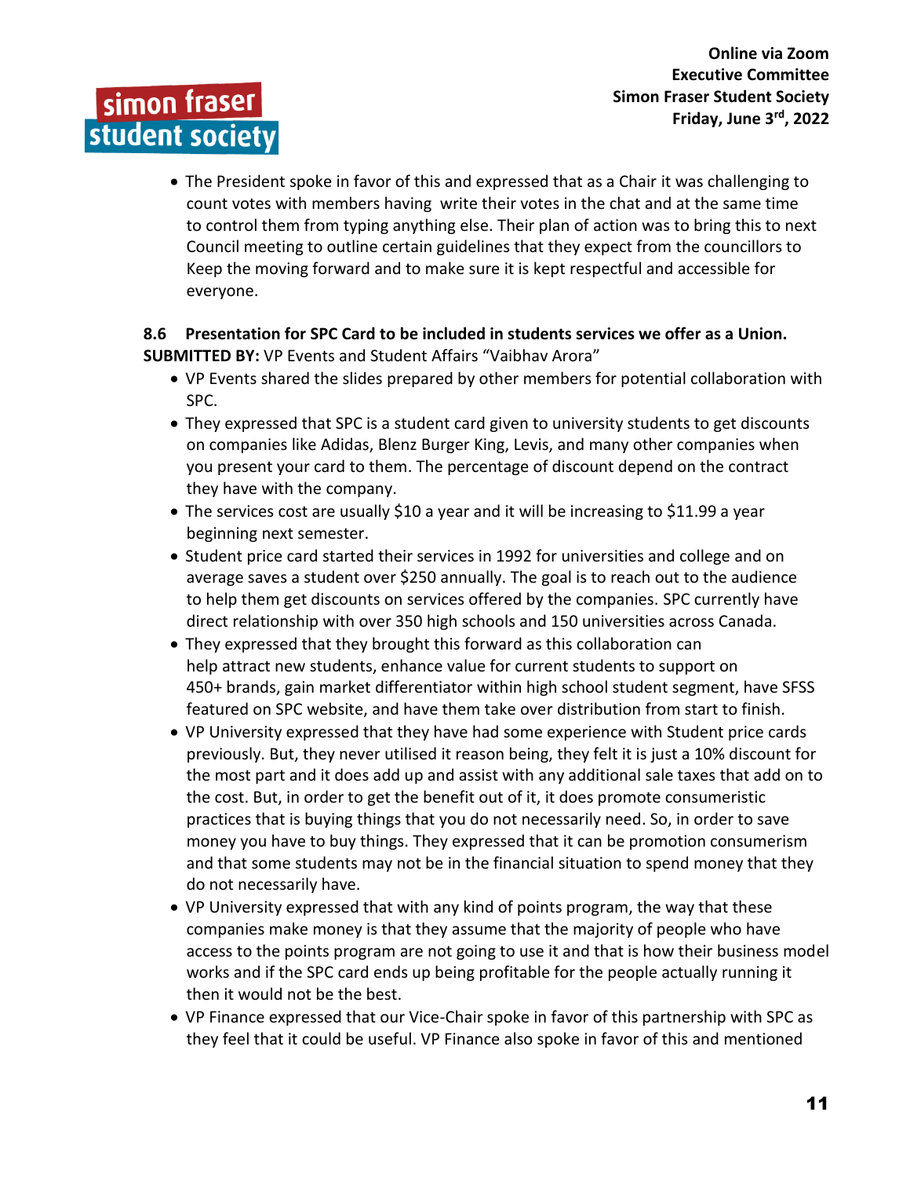- The President spoke in favor of this and expressed that as a Chair it was challenging to count votes with members having write their votes in the chat and at the same time to control them from typing anything else. Their plan of action was to bring this to next Council meeting to outline certain guidelines that they expect from the councillors to Keep the moving forward and to make sure it is kept respectful and accessible for everyone.

**8.6 Presentation for SPC Card to be included in students services we offer as a Union.**
**SUBMITTED BY:** VP Events and Student Affairs "Vaibhav Arora"

- VP Events shared the slides prepared by other members for potential collaboration with SPC.
- They expressed that SPC is a student card given to university students to get discounts on companies like Adidas, Blenz Burger King, Levis, and many other companies when you present your card to them. The percentage of discount depend on the contract they have with the company.
- The services cost are usually $10 a year and it will be increasing to $11.99 a year beginning next semester.
- Student price card started their services in 1992 for universities and college and on average saves a student over $250 annually. The goal is to reach out to the audience to help them get discounts on services offered by the companies. SPC currently have direct relationship with over 350 high schools and 150 universities across Canada.
- They expressed that they brought this forward as this collaboration can help attract new students, enhance value for current students to support on 450+ brands, gain market differentiator within high school student segment, have SFSS featured on SPC website, and have them take over distribution from start to finish.
- VP University expressed that they have had some experience with Student price cards previously. But, they never utilised it reason being, they felt it is just a 10% discount for the most part and it does add up and assist with any additional sale taxes that add on to the cost. But, in order to get the benefit out of it, it does promote consumeristic practices that is buying things that you do not necessarily need. So, in order to save money you have to buy things. They expressed that it can be promotion consumerism and that some students may not be in the financial situation to spend money that they do not necessarily have.
- VP University expressed that with any kind of points program, the way that these companies make money is that they assume that the majority of people who have access to the points program are not going to use it and that is how their business model works and if the SPC card ends up being profitable for the people actually running it then it would not be the best.
- VP Finance expressed that our Vice-Chair spoke in favor of this partnership with SPC as they feel that it could be useful. VP Finance also spoke in favor of this and mentioned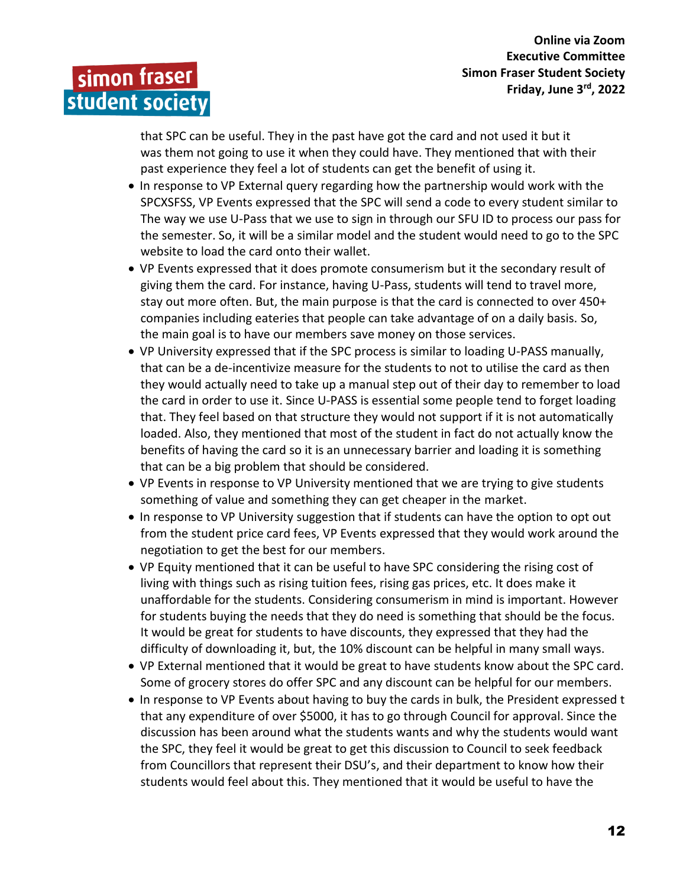that SPC can be useful. They in the past have got the card and not used it but it was them not going to use it when they could have. They mentioned that with their past experience they feel a lot of students can get the benefit of using it.

- In response to VP External query regarding how the partnership would work with the SPCXSFSS, VP Events expressed that the SPC will send a code to every student similar to The way we use U-Pass that we use to sign in through our SFU ID to process our pass for the semester. So, it will be a similar model and the student would need to go to the SPC website to load the card onto their wallet.
- VP Events expressed that it does promote consumerism but it the secondary result of giving them the card. For instance, having U-Pass, students will tend to travel more, stay out more often. But, the main purpose is that the card is connected to over 450+ companies including eateries that people can take advantage of on a daily basis. So, the main goal is to have our members save money on those services.
- VP University expressed that if the SPC process is similar to loading U-PASS manually, that can be a de-incentivize measure for the students to not to utilise the card as then they would actually need to take up a manual step out of their day to remember to load the card in order to use it. Since U-PASS is essential some people tend to forget loading that. They feel based on that structure they would not support if it is not automatically loaded. Also, they mentioned that most of the student in fact do not actually know the benefits of having the card so it is an unnecessary barrier and loading it is something that can be a big problem that should be considered.
- VP Events in response to VP University mentioned that we are trying to give students something of value and something they can get cheaper in the market.
- In response to VP University suggestion that if students can have the option to opt out from the student price card fees, VP Events expressed that they would work around the negotiation to get the best for our members.
- VP Equity mentioned that it can be useful to have SPC considering the rising cost of living with things such as rising tuition fees, rising gas prices, etc. It does make it unaffordable for the students. Considering consumerism in mind is important. However for students buying the needs that they do need is something that should be the focus. It would be great for students to have discounts, they expressed that they had the difficulty of downloading it, but, the 10% discount can be helpful in many small ways.
- VP External mentioned that it would be great to have students know about the SPC card. Some of grocery stores do offer SPC and any discount can be helpful for our members.
- In response to VP Events about having to buy the cards in bulk, the President expressed t that any expenditure of over $5000, it has to go through Council for approval. Since the discussion has been around what the students wants and why the students would want the SPC, they feel it would be great to get this discussion to Council to seek feedback from Councillors that represent their DSU's, and their department to know how their students would feel about this. They mentioned that it would be useful to have the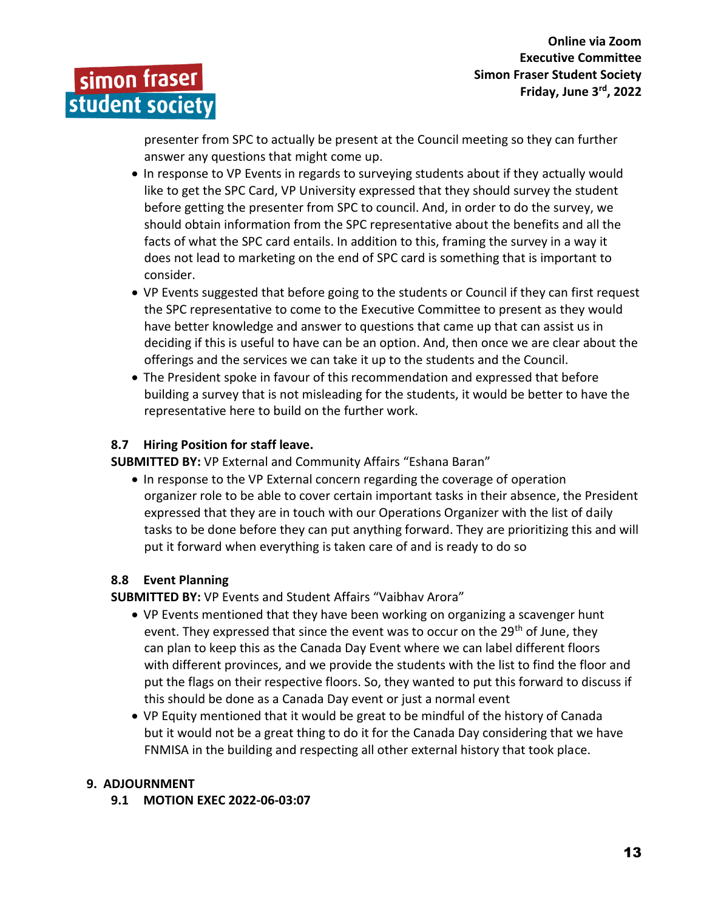presenter from SPC to actually be present at the Council meeting so they can further answer any questions that might come up.

- In response to VP Events in regards to surveying students about if they actually would like to get the SPC Card, VP University expressed that they should survey the student before getting the presenter from SPC to council. And, in order to do the survey, we should obtain information from the SPC representative about the benefits and all the facts of what the SPC card entails. In addition to this, framing the survey in a way it does not lead to marketing on the end of SPC card is something that is important to consider.
- VP Events suggested that before going to the students or Council if they can first request the SPC representative to come to the Executive Committee to present as they would have better knowledge and answer to questions that came up that can assist us in deciding if this is useful to have can be an option. And, then once we are clear about the offerings and the services we can take it up to the students and the Council.
- The President spoke in favour of this recommendation and expressed that before building a survey that is not misleading for the students, it would be better to have the representative here to build on the further work.

### 8.7 Hiring Position for staff leave.

**SUBMITTED BY:** VP External and Community Affairs "Eshana Baran"

- In response to the VP External concern regarding the coverage of operation organizer role to be able to cover certain important tasks in their absence, the President expressed that they are in touch with our Operations Organizer with the list of daily tasks to be done before they can put anything forward. They are prioritizing this and will put it forward when everything is taken care of and is ready to do so

### 8.8 Event Planning

**SUBMITTED BY:** VP Events and Student Affairs "Vaibhav Arora"

- VP Events mentioned that they have been working on organizing a scavenger hunt event. They expressed that since the event was to occur on the 29th of June, they can plan to keep this as the Canada Day Event where we can label different floors with different provinces, and we provide the students with the list to find the floor and put the flags on their respective floors. So, they wanted to put this forward to discuss if this should be done as a Canada Day event or just a normal event
- VP Equity mentioned that it would be great to be mindful of the history of Canada but it would not be a great thing to do it for the Canada Day considering that we have FNMISA in the building and respecting all other external history that took place.

## 9. ADJOURNMENT

### 9.1 MOTION EXEC 2022-06-03:07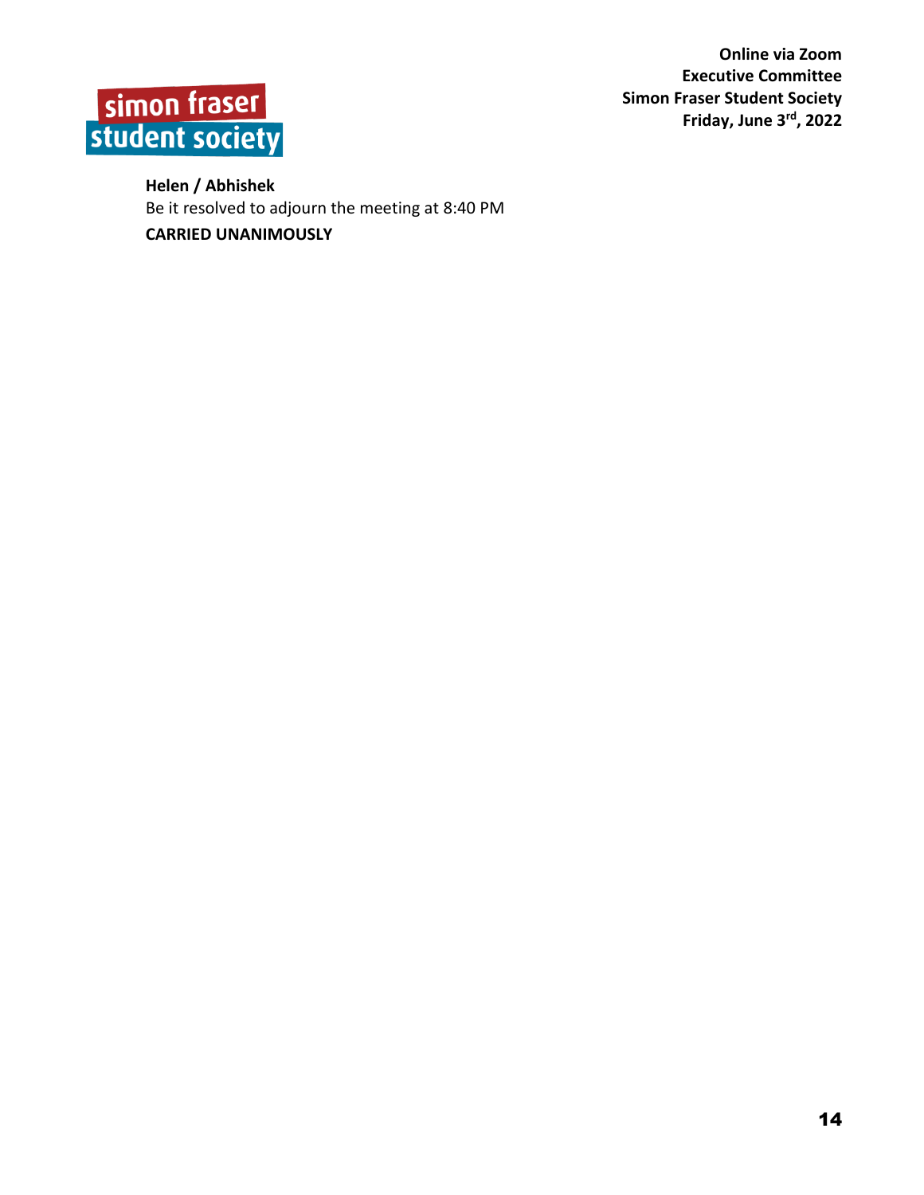**Helen / Abhishek**
Be it resolved to adjourn the meeting at 8:40 PM
**CARRIED UNANIMOUSLY**